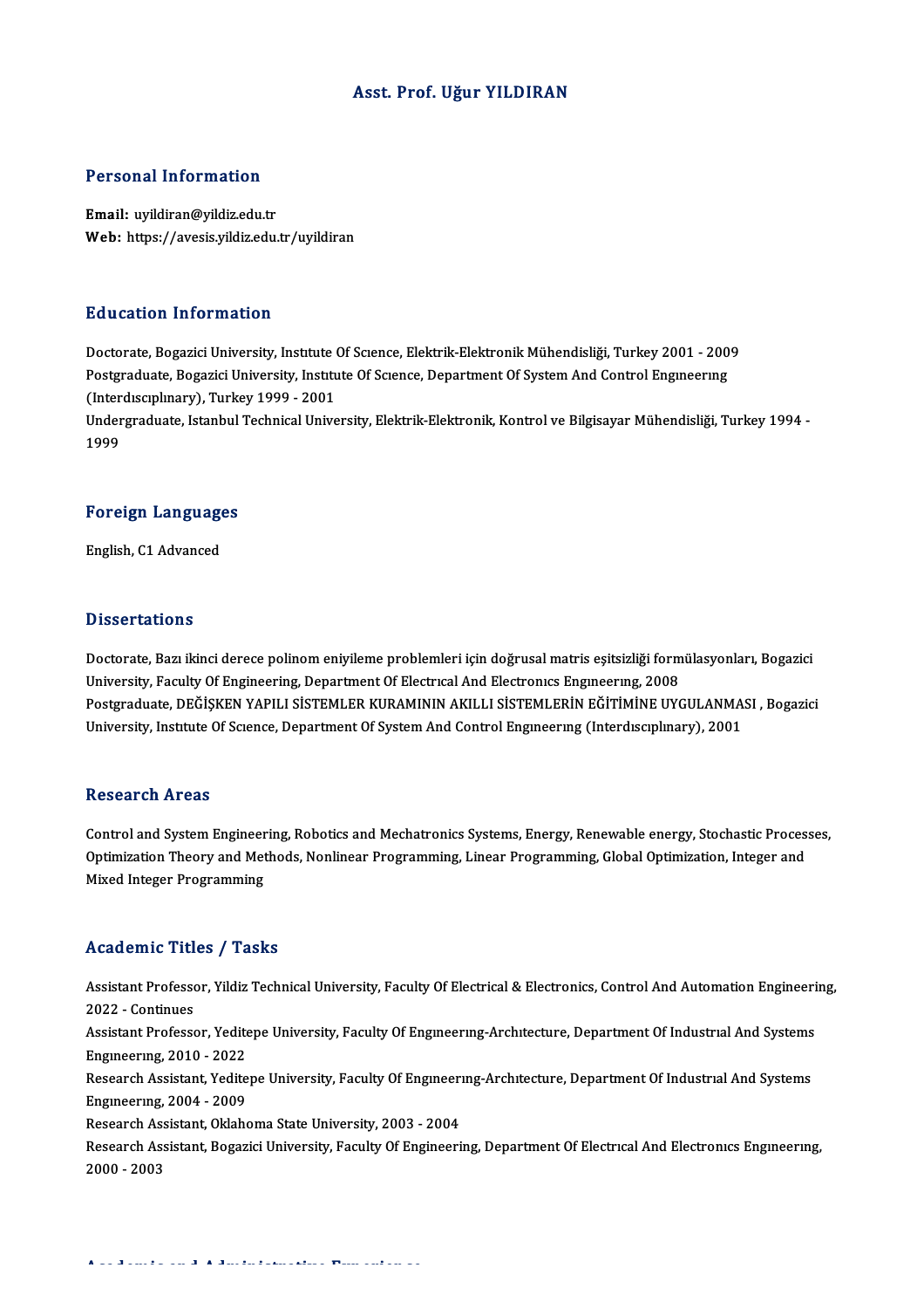# Asst. Prof. Uğur YILDIRAN

## Personal Information

**Email:** uyildiran@yildiz.edu.tr
**Web:** https://avesis.yildiz.edu.tr/uyildiran

## Education Information

Doctorate, Bogazici University, Institute Of Science, Elektrik-Elektronik Mühendisliği, Turkey 2001 - 2009
Postgraduate, Bogazici University, Institute Of Science, Department Of System And Control Engineering (Interdisciplinary), Turkey 1999 - 2001
Undergraduate, Istanbul Technical University, Elektrik-Elektronik, Kontrol ve Bilgisayar Mühendisliği, Turkey 1994 - 1999

## Foreign Languages

English, C1 Advanced

## Dissertations

Doctorate, Bazı ikinci derece polinom eniyileme problemleri için doğrusal matris eşitsizliği formülasyonları, Bogazici University, Faculty Of Engineering, Department Of Electrical And Electronics Engineering, 2008
Postgraduate, DEĞİŞKEN YAPILI SİSTEMLER KURAMININ AKILLI SİSTEMLERİN EĞİTİMİNE UYGULANMASI , Bogazici University, Institute Of Science, Department Of System And Control Engineering (Interdisciplinary), 2001

## Research Areas

Control and System Engineering, Robotics and Mechatronics Systems, Energy, Renewable energy, Stochastic Processes, Optimization Theory and Methods, Nonlinear Programming, Linear Programming, Global Optimization, Integer and Mixed Integer Programming

## Academic Titles / Tasks

Assistant Professor, Yildiz Technical University, Faculty Of Electrical & Electronics, Control And Automation Engineering, 2022 - Continues
Assistant Professor, Yeditepe University, Faculty Of Engineering-Architecture, Department Of Industrial And Systems Engineering, 2010 - 2022
Research Assistant, Yeditepe University, Faculty Of Engineering-Architecture, Department Of Industrial And Systems Engineering, 2004 - 2009
Research Assistant, Oklahoma State University, 2003 - 2004
Research Assistant, Bogazici University, Faculty Of Engineering, Department Of Electrical And Electronics Engineering, 2000 - 2003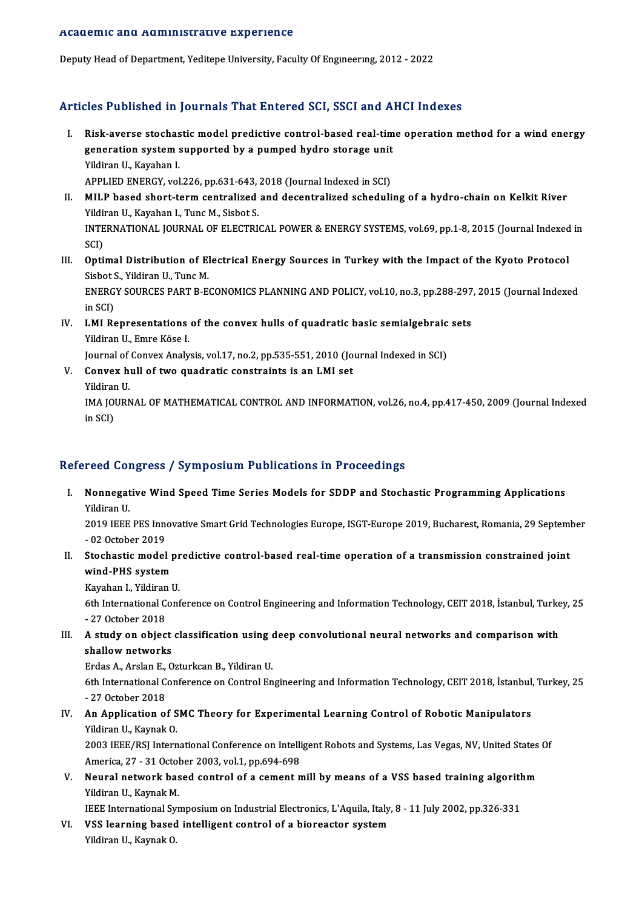## Academic and Administrative Experience

Deputy Head of Department, Yeditepe University, Faculty Of Engıneerıng, 2012 - 2022

## Articles Published in Journals That Entered SCI, SSCI and AHCI Indexes

I. **Risk-averse stochastic model predictive control-based real-time operation method for a wind energy generation system supported by a pumped hydro storage unit**
   Yildiran U., Kayahan I.
   APPLIED ENERGY, vol.226, pp.631-643, 2018 (Journal Indexed in SCI)
II. **MILP based short-term centralized and decentralized scheduling of a hydro-chain on Kelkit River**
   Yildiran U., Kayahan I., Tunc M., Sisbot S.
   INTERNATIONAL JOURNAL OF ELECTRICAL POWER & ENERGY SYSTEMS, vol.69, pp.1-8, 2015 (Journal Indexed in SCI)
III. **Optimal Distribution of Electrical Energy Sources in Turkey with the Impact of the Kyoto Protocol**
   Sisbot S., Yildiran U., Tunc M.
   ENERGY SOURCES PART B-ECONOMICS PLANNING AND POLICY, vol.10, no.3, pp.288-297, 2015 (Journal Indexed in SCI)
IV. **LMI Representations of the convex hulls of quadratic basic semialgebraic sets**
   Yildiran U., Emre Köse I.
   Journal of Convex Analysis, vol.17, no.2, pp.535-551, 2010 (Journal Indexed in SCI)
V. **Convex hull of two quadratic constraints is an LMI set**
   Yildiran U.
   IMA JOURNAL OF MATHEMATICAL CONTROL AND INFORMATION, vol.26, no.4, pp.417-450, 2009 (Journal Indexed in SCI)

## Refereed Congress / Symposium Publications in Proceedings

I. **Nonnegative Wind Speed Time Series Models for SDDP and Stochastic Programming Applications**
   Yildiran U.
   2019 IEEE PES Innovative Smart Grid Technologies Europe, ISGT-Europe 2019, Bucharest, Romania, 29 September - 02 October 2019
II. **Stochastic model predictive control-based real-time operation of a transmission constrained joint wind-PHS system**
   Kayahan I., Yildiran U.
   6th International Conference on Control Engineering and Information Technology, CEIT 2018, İstanbul, Turkey, 25 - 27 October 2018
III. **A study on object classification using deep convolutional neural networks and comparison with shallow networks**
   Erdas A., Arslan E., Ozturkcan B., Yildiran U.
   6th International Conference on Control Engineering and Information Technology, CEIT 2018, İstanbul, Turkey, 25 - 27 October 2018
IV. **An Application of SMC Theory for Experimental Learning Control of Robotic Manipulators**
   Yildiran U., Kaynak O.
   2003 IEEE/RSJ International Conference on Intelligent Robots and Systems, Las Vegas, NV, United States Of America, 27 - 31 October 2003, vol.1, pp.694-698
V. **Neural network based control of a cement mill by means of a VSS based training algorithm**
   Yildiran U., Kaynak M.
   IEEE International Symposium on Industrial Electronics, L'Aquila, Italy, 8 - 11 July 2002, pp.326-331
VI. **VSS learning based intelligent control of a bioreactor system**
   Yildiran U., Kaynak O.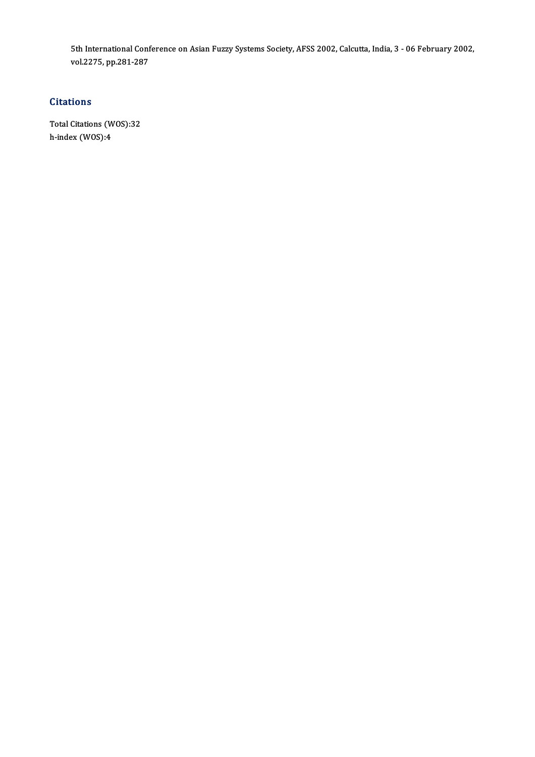5th International Conference on Asian Fuzzy Systems Society, AFSS 2002, Calcutta, India, 3 - 06 February 2002, vol.2275, pp.281-287

## Citations

Total Citations (WOS):32
h-index (WOS):4